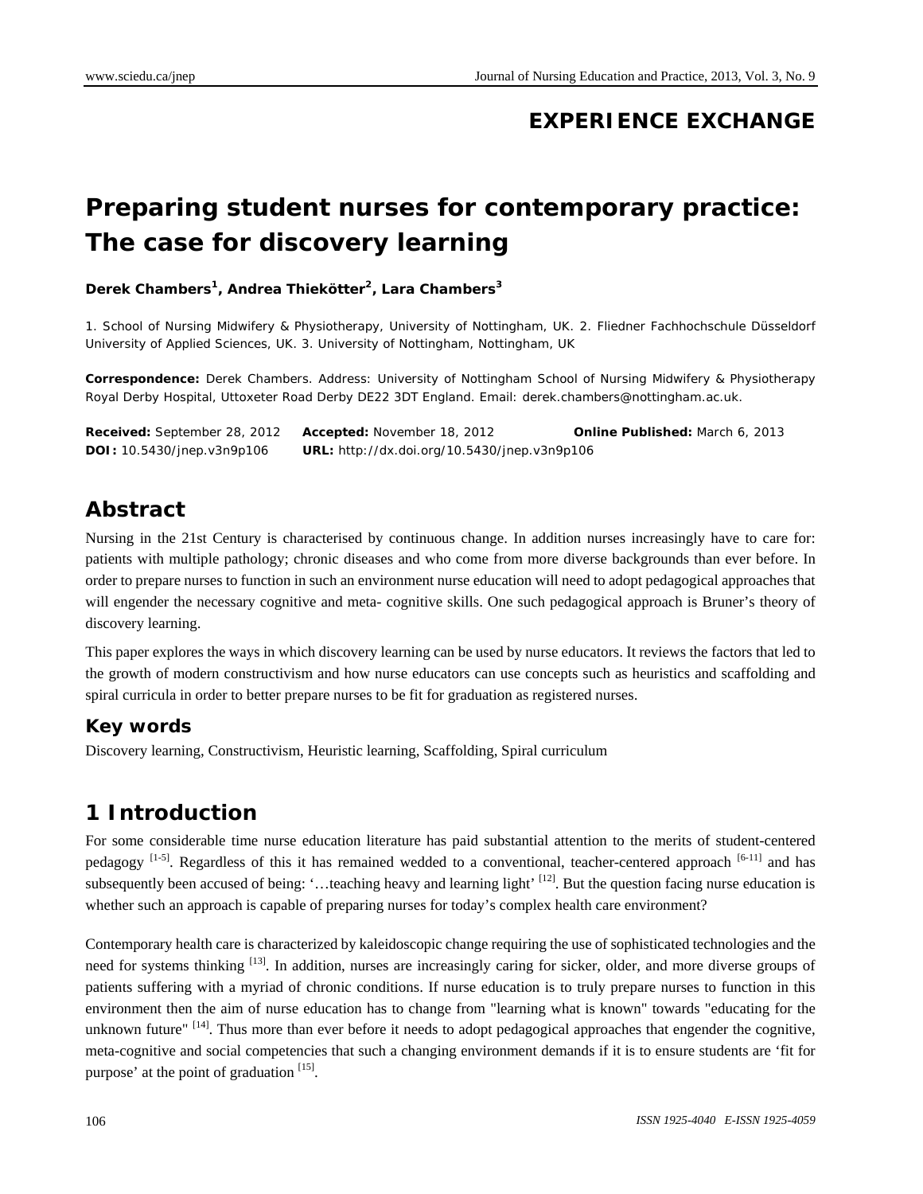## EXPERIENCE EXCHANGE

# Preparing student nurses for contemporary practice: The case for discovery learning

**Derek Chambers[1], Andrea Thiekötter[2], Lara Chambers[3]**

1. School of Nursing Midwifery & Physiotherapy, University of Nottingham, UK. 2. Fliedner Fachhochschule Düsseldorf University of Applied Sciences, UK. 3. University of Nottingham, Nottingham, UK

**Correspondence:** Derek Chambers. Address: University of Nottingham School of Nursing Midwifery & Physiotherapy Royal Derby Hospital, Uttoxeter Road Derby DE22 3DT England. Email: derek.chambers@nottingham.ac.uk.

**Received:** September 28, 2012 **Accepted:** November 18, 2012 **Online Published:** March 6, 2013
**DOI:** 10.5430/jnep.v3n9p106 **URL:** http://dx.doi.org/10.5430/jnep.v3n9p106

## Abstract

Nursing in the 21st Century is characterised by continuous change. In addition nurses increasingly have to care for: patients with multiple pathology; chronic diseases and who come from more diverse backgrounds than ever before. In order to prepare nurses to function in such an environment nurse education will need to adopt pedagogical approaches that will engender the necessary cognitive and meta- cognitive skills. One such pedagogical approach is Bruner's theory of discovery learning.

This paper explores the ways in which discovery learning can be used by nurse educators. It reviews the factors that led to the growth of modern constructivism and how nurse educators can use concepts such as heuristics and scaffolding and spiral curricula in order to better prepare nurses to be fit for graduation as registered nurses.

### Key words

Discovery learning, Constructivism, Heuristic learning, Scaffolding, Spiral curriculum

## 1 Introduction

For some considerable time nurse education literature has paid substantial attention to the merits of student-centered pedagogy [1-5]. Regardless of this it has remained wedded to a conventional, teacher-centered approach [6-11] and has subsequently been accused of being: '…teaching heavy and learning light' [12]. But the question facing nurse education is whether such an approach is capable of preparing nurses for today's complex health care environment?

Contemporary health care is characterized by kaleidoscopic change requiring the use of sophisticated technologies and the need for systems thinking [13]. In addition, nurses are increasingly caring for sicker, older, and more diverse groups of patients suffering with a myriad of chronic conditions. If nurse education is to truly prepare nurses to function in this environment then the aim of nurse education has to change from "learning what is known" towards "educating for the unknown future" [14]. Thus more than ever before it needs to adopt pedagogical approaches that engender the cognitive, meta-cognitive and social competencies that such a changing environment demands if it is to ensure students are 'fit for purpose' at the point of graduation [15].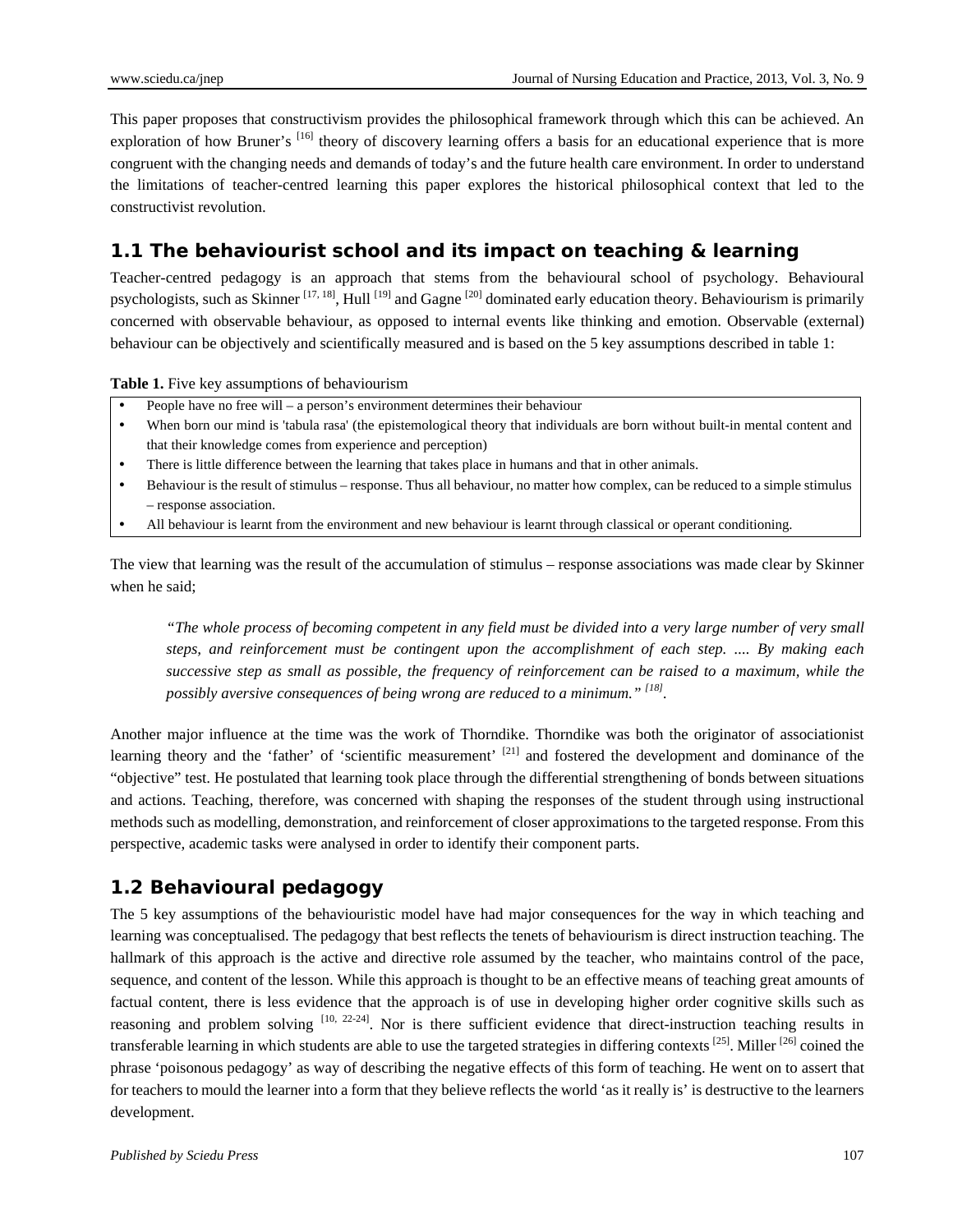This paper proposes that constructivism provides the philosophical framework through which this can be achieved. An exploration of how Bruner's [16] theory of discovery learning offers a basis for an educational experience that is more congruent with the changing needs and demands of today's and the future health care environment. In order to understand the limitations of teacher-centred learning this paper explores the historical philosophical context that led to the constructivist revolution.

## 1.1 The behaviourist school and its impact on teaching & learning

Teacher-centred pedagogy is an approach that stems from the behavioural school of psychology. Behavioural psychologists, such as Skinner [17, 18], Hull [19] and Gagne [20] dominated early education theory. Behaviourism is primarily concerned with observable behaviour, as opposed to internal events like thinking and emotion. Observable (external) behaviour can be objectively and scientifically measured and is based on the 5 key assumptions described in table 1:

**Table 1.** Five key assumptions of behaviourism

- People have no free will – a person's environment determines their behaviour
- When born our mind is 'tabula rasa' (the epistemological theory that individuals are born without built-in mental content and that their knowledge comes from experience and perception)
- There is little difference between the learning that takes place in humans and that in other animals.
- Behaviour is the result of stimulus – response. Thus all behaviour, no matter how complex, can be reduced to a simple stimulus – response association.
- All behaviour is learnt from the environment and new behaviour is learnt through classical or operant conditioning.

The view that learning was the result of the accumulation of stimulus – response associations was made clear by Skinner when he said;

> *"The whole process of becoming competent in any field must be divided into a very large number of very small steps, and reinforcement must be contingent upon the accomplishment of each step. .... By making each successive step as small as possible, the frequency of reinforcement can be raised to a maximum, while the possibly aversive consequences of being wrong are reduced to a minimum."* [18].

Another major influence at the time was the work of Thorndike. Thorndike was both the originator of associationist learning theory and the 'father' of 'scientific measurement' [21] and fostered the development and dominance of the "objective" test. He postulated that learning took place through the differential strengthening of bonds between situations and actions. Teaching, therefore, was concerned with shaping the responses of the student through using instructional methods such as modelling, demonstration, and reinforcement of closer approximations to the targeted response. From this perspective, academic tasks were analysed in order to identify their component parts.

## 1.2 Behavioural pedagogy

The 5 key assumptions of the behaviouristic model have had major consequences for the way in which teaching and learning was conceptualised. The pedagogy that best reflects the tenets of behaviourism is direct instruction teaching. The hallmark of this approach is the active and directive role assumed by the teacher, who maintains control of the pace, sequence, and content of the lesson. While this approach is thought to be an effective means of teaching great amounts of factual content, there is less evidence that the approach is of use in developing higher order cognitive skills such as reasoning and problem solving [10, 22-24]. Nor is there sufficient evidence that direct-instruction teaching results in transferable learning in which students are able to use the targeted strategies in differing contexts [25]. Miller [26] coined the phrase 'poisonous pedagogy' as way of describing the negative effects of this form of teaching. He went on to assert that for teachers to mould the learner into a form that they believe reflects the world 'as it really is' is destructive to the learners development.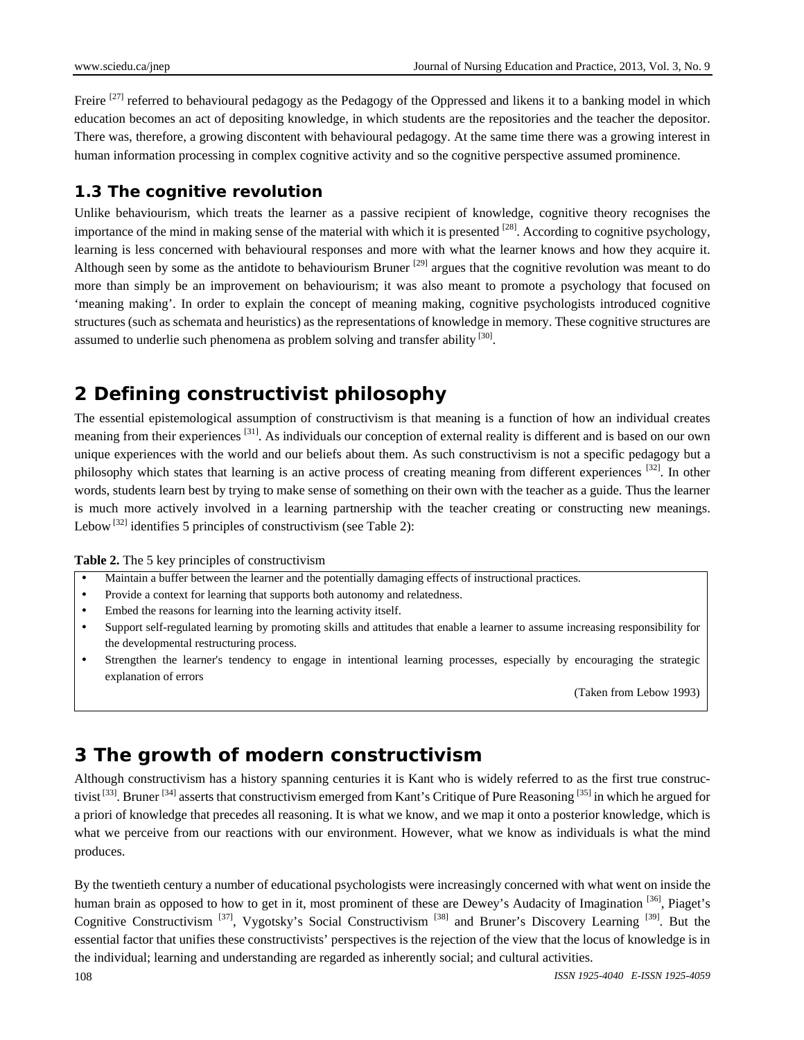Freire [27] referred to behavioural pedagogy as the Pedagogy of the Oppressed and likens it to a banking model in which education becomes an act of depositing knowledge, in which students are the repositories and the teacher the depositor. There was, therefore, a growing discontent with behavioural pedagogy. At the same time there was a growing interest in human information processing in complex cognitive activity and so the cognitive perspective assumed prominence.

### 1.3 The cognitive revolution

Unlike behaviourism, which treats the learner as a passive recipient of knowledge, cognitive theory recognises the importance of the mind in making sense of the material with which it is presented [28]. According to cognitive psychology, learning is less concerned with behavioural responses and more with what the learner knows and how they acquire it. Although seen by some as the antidote to behaviourism Bruner [29] argues that the cognitive revolution was meant to do more than simply be an improvement on behaviourism; it was also meant to promote a psychology that focused on 'meaning making'. In order to explain the concept of meaning making, cognitive psychologists introduced cognitive structures (such as schemata and heuristics) as the representations of knowledge in memory. These cognitive structures are assumed to underlie such phenomena as problem solving and transfer ability [30].

## 2 Defining constructivist philosophy

The essential epistemological assumption of constructivism is that meaning is a function of how an individual creates meaning from their experiences [31]. As individuals our conception of external reality is different and is based on our own unique experiences with the world and our beliefs about them. As such constructivism is not a specific pedagogy but a philosophy which states that learning is an active process of creating meaning from different experiences [32]. In other words, students learn best by trying to make sense of something on their own with the teacher as a guide. Thus the learner is much more actively involved in a learning partnership with the teacher creating or constructing new meanings. Lebow [32] identifies 5 principles of constructivism (see Table 2):

**Table 2.** The 5 key principles of constructivism

- Maintain a buffer between the learner and the potentially damaging effects of instructional practices.
- Provide a context for learning that supports both autonomy and relatedness.
- Embed the reasons for learning into the learning activity itself.
- Support self-regulated learning by promoting skills and attitudes that enable a learner to assume increasing responsibility for the developmental restructuring process.
- Strengthen the learner's tendency to engage in intentional learning processes, especially by encouraging the strategic explanation of errors

(Taken from Lebow 1993)

## 3 The growth of modern constructivism

Although constructivism has a history spanning centuries it is Kant who is widely referred to as the first true constructivist [33]. Bruner [34] asserts that constructivism emerged from Kant's Critique of Pure Reasoning [35] in which he argued for a priori of knowledge that precedes all reasoning. It is what we know, and we map it onto a posterior knowledge, which is what we perceive from our reactions with our environment. However, what we know as individuals is what the mind produces.

By the twentieth century a number of educational psychologists were increasingly concerned with what went on inside the human brain as opposed to how to get in it, most prominent of these are Dewey's Audacity of Imagination [36], Piaget's Cognitive Constructivism [37], Vygotsky's Social Constructivism [38] and Bruner's Discovery Learning [39]. But the essential factor that unifies these constructivists' perspectives is the rejection of the view that the locus of knowledge is in the individual; learning and understanding are regarded as inherently social; and cultural activities.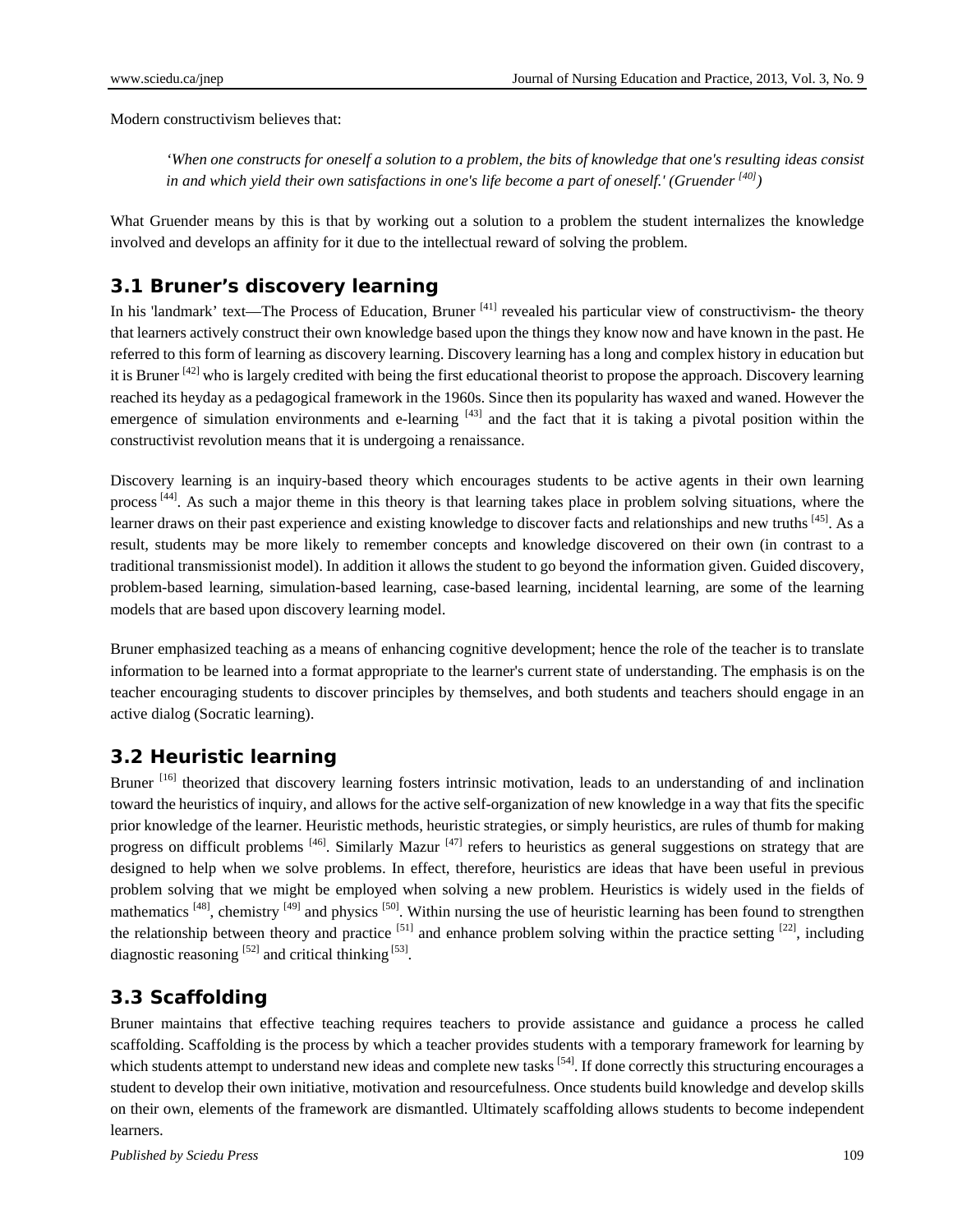Modern constructivism believes that:

> *'When one constructs for oneself a solution to a problem, the bits of knowledge that one's resulting ideas consist in and which yield their own satisfactions in one's life become a part of oneself.' (Gruender [40])*

What Gruender means by this is that by working out a solution to a problem the student internalizes the knowledge involved and develops an affinity for it due to the intellectual reward of solving the problem.

## 3.1 Bruner's discovery learning

In his 'landmark' text—The Process of Education, Bruner [41] revealed his particular view of constructivism- the theory that learners actively construct their own knowledge based upon the things they know now and have known in the past. He referred to this form of learning as discovery learning. Discovery learning has a long and complex history in education but it is Bruner [42] who is largely credited with being the first educational theorist to propose the approach. Discovery learning reached its heyday as a pedagogical framework in the 1960s. Since then its popularity has waxed and waned. However the emergence of simulation environments and e-learning [43] and the fact that it is taking a pivotal position within the constructivist revolution means that it is undergoing a renaissance.

Discovery learning is an inquiry-based theory which encourages students to be active agents in their own learning process [44]. As such a major theme in this theory is that learning takes place in problem solving situations, where the learner draws on their past experience and existing knowledge to discover facts and relationships and new truths [45]. As a result, students may be more likely to remember concepts and knowledge discovered on their own (in contrast to a traditional transmissionist model). In addition it allows the student to go beyond the information given. Guided discovery, problem-based learning, simulation-based learning, case-based learning, incidental learning, are some of the learning models that are based upon discovery learning model.

Bruner emphasized teaching as a means of enhancing cognitive development; hence the role of the teacher is to translate information to be learned into a format appropriate to the learner's current state of understanding. The emphasis is on the teacher encouraging students to discover principles by themselves, and both students and teachers should engage in an active dialog (Socratic learning).

## 3.2 Heuristic learning

Bruner [16] theorized that discovery learning fosters intrinsic motivation, leads to an understanding of and inclination toward the heuristics of inquiry, and allows for the active self-organization of new knowledge in a way that fits the specific prior knowledge of the learner. Heuristic methods, heuristic strategies, or simply heuristics, are rules of thumb for making progress on difficult problems [46]. Similarly Mazur [47] refers to heuristics as general suggestions on strategy that are designed to help when we solve problems. In effect, therefore, heuristics are ideas that have been useful in previous problem solving that we might be employed when solving a new problem. Heuristics is widely used in the fields of mathematics [48], chemistry [49] and physics [50]. Within nursing the use of heuristic learning has been found to strengthen the relationship between theory and practice [51] and enhance problem solving within the practice setting [22], including diagnostic reasoning [52] and critical thinking [53].

## 3.3 Scaffolding

Bruner maintains that effective teaching requires teachers to provide assistance and guidance a process he called scaffolding. Scaffolding is the process by which a teacher provides students with a temporary framework for learning by which students attempt to understand new ideas and complete new tasks [54]. If done correctly this structuring encourages a student to develop their own initiative, motivation and resourcefulness. Once students build knowledge and develop skills on their own, elements of the framework are dismantled. Ultimately scaffolding allows students to become independent learners.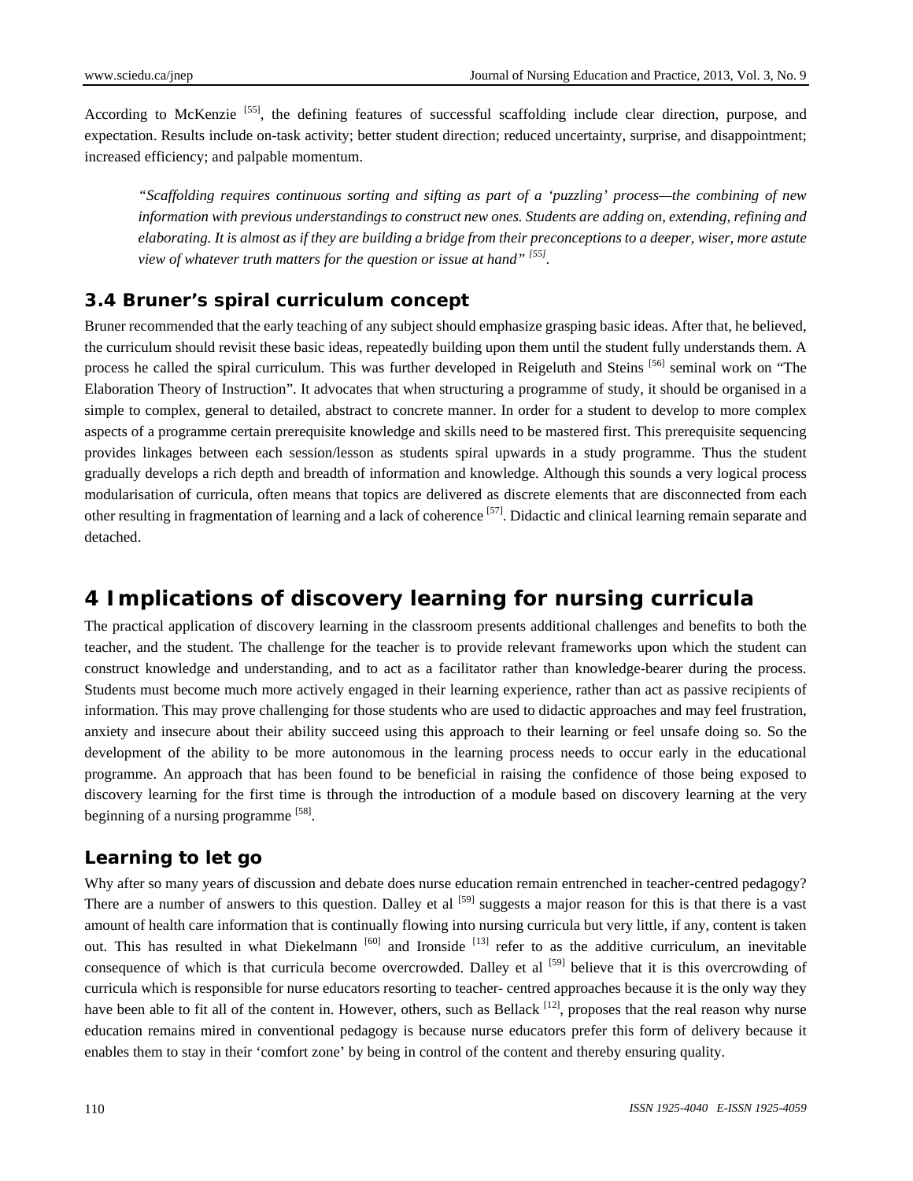According to McKenzie [55], the defining features of successful scaffolding include clear direction, purpose, and expectation. Results include on-task activity; better student direction; reduced uncertainty, surprise, and disappointment; increased efficiency; and palpable momentum.

> *"Scaffolding requires continuous sorting and sifting as part of a 'puzzling' process—the combining of new information with previous understandings to construct new ones. Students are adding on, extending, refining and elaborating. It is almost as if they are building a bridge from their preconceptions to a deeper, wiser, more astute view of whatever truth matters for the question or issue at hand"* [55].

### 3.4 Bruner's spiral curriculum concept

Bruner recommended that the early teaching of any subject should emphasize grasping basic ideas. After that, he believed, the curriculum should revisit these basic ideas, repeatedly building upon them until the student fully understands them. A process he called the spiral curriculum. This was further developed in Reigeluth and Steins [56] seminal work on "The Elaboration Theory of Instruction". It advocates that when structuring a programme of study, it should be organised in a simple to complex, general to detailed, abstract to concrete manner. In order for a student to develop to more complex aspects of a programme certain prerequisite knowledge and skills need to be mastered first. This prerequisite sequencing provides linkages between each session/lesson as students spiral upwards in a study programme. Thus the student gradually develops a rich depth and breadth of information and knowledge. Although this sounds a very logical process modularisation of curricula, often means that topics are delivered as discrete elements that are disconnected from each other resulting in fragmentation of learning and a lack of coherence [57]. Didactic and clinical learning remain separate and detached.

## 4 Implications of discovery learning for nursing curricula

The practical application of discovery learning in the classroom presents additional challenges and benefits to both the teacher, and the student. The challenge for the teacher is to provide relevant frameworks upon which the student can construct knowledge and understanding, and to act as a facilitator rather than knowledge-bearer during the process. Students must become much more actively engaged in their learning experience, rather than act as passive recipients of information. This may prove challenging for those students who are used to didactic approaches and may feel frustration, anxiety and insecure about their ability succeed using this approach to their learning or feel unsafe doing so. So the development of the ability to be more autonomous in the learning process needs to occur early in the educational programme. An approach that has been found to be beneficial in raising the confidence of those being exposed to discovery learning for the first time is through the introduction of a module based on discovery learning at the very beginning of a nursing programme [58].

### Learning to let go

Why after so many years of discussion and debate does nurse education remain entrenched in teacher-centred pedagogy? There are a number of answers to this question. Dalley et al [59] suggests a major reason for this is that there is a vast amount of health care information that is continually flowing into nursing curricula but very little, if any, content is taken out. This has resulted in what Diekelmann [60] and Ironside [13] refer to as the additive curriculum, an inevitable consequence of which is that curricula become overcrowded. Dalley et al [59] believe that it is this overcrowding of curricula which is responsible for nurse educators resorting to teacher- centred approaches because it is the only way they have been able to fit all of the content in. However, others, such as Bellack [12], proposes that the real reason why nurse education remains mired in conventional pedagogy is because nurse educators prefer this form of delivery because it enables them to stay in their 'comfort zone' by being in control of the content and thereby ensuring quality.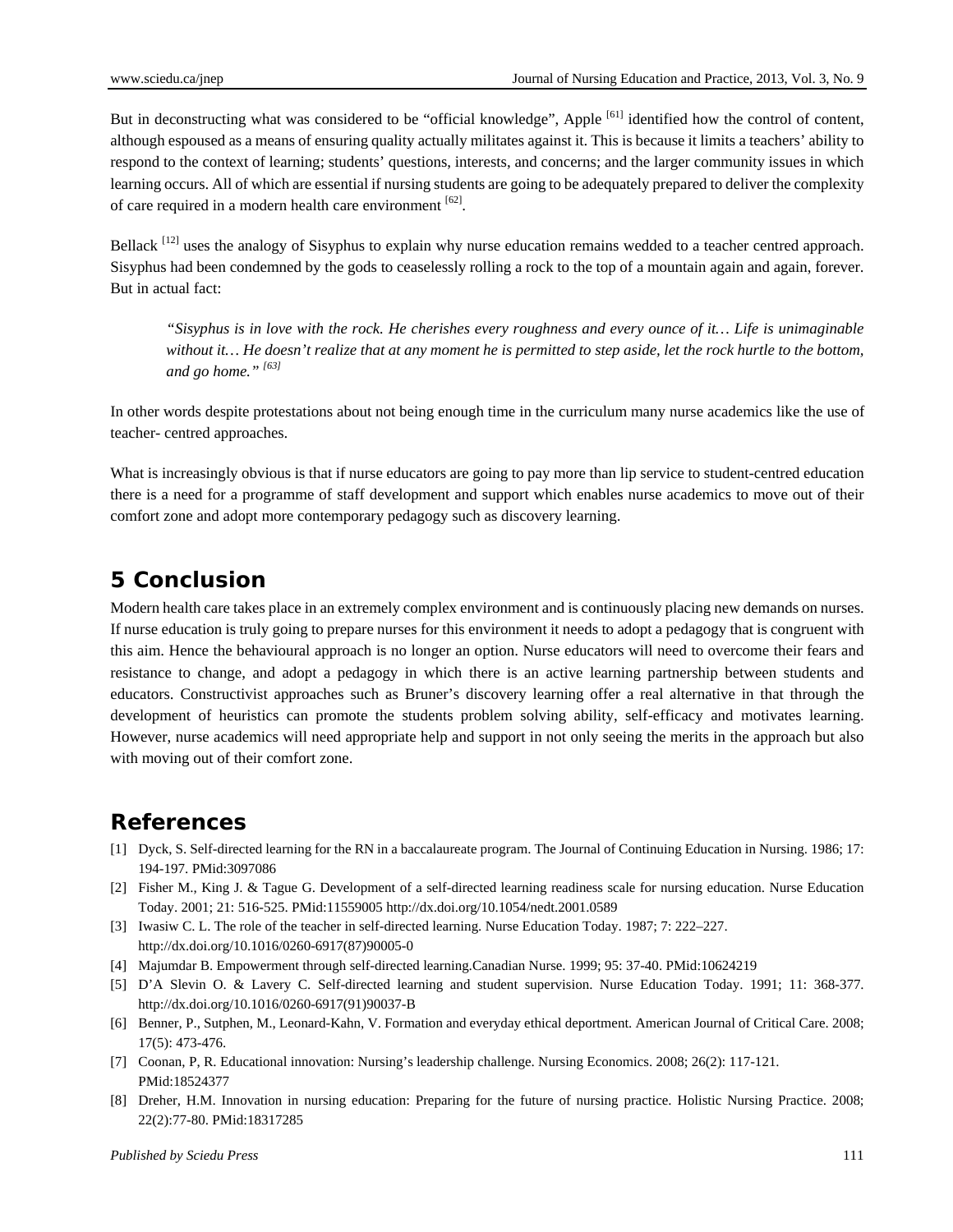But in deconstructing what was considered to be "official knowledge", Apple [61] identified how the control of content, although espoused as a means of ensuring quality actually militates against it. This is because it limits a teachers' ability to respond to the context of learning; students' questions, interests, and concerns; and the larger community issues in which learning occurs. All of which are essential if nursing students are going to be adequately prepared to deliver the complexity of care required in a modern health care environment [62].

Bellack [12] uses the analogy of Sisyphus to explain why nurse education remains wedded to a teacher centred approach. Sisyphus had been condemned by the gods to ceaselessly rolling a rock to the top of a mountain again and again, forever. But in actual fact:

> *"Sisyphus is in love with the rock. He cherishes every roughness and every ounce of it… Life is unimaginable without it… He doesn't realize that at any moment he is permitted to step aside, let the rock hurtle to the bottom, and go home."* [63]

In other words despite protestations about not being enough time in the curriculum many nurse academics like the use of teacher- centred approaches.

What is increasingly obvious is that if nurse educators are going to pay more than lip service to student-centred education there is a need for a programme of staff development and support which enables nurse academics to move out of their comfort zone and adopt more contemporary pedagogy such as discovery learning.

## 5 Conclusion

Modern health care takes place in an extremely complex environment and is continuously placing new demands on nurses. If nurse education is truly going to prepare nurses for this environment it needs to adopt a pedagogy that is congruent with this aim. Hence the behavioural approach is no longer an option. Nurse educators will need to overcome their fears and resistance to change, and adopt a pedagogy in which there is an active learning partnership between students and educators. Constructivist approaches such as Bruner's discovery learning offer a real alternative in that through the development of heuristics can promote the students problem solving ability, self-efficacy and motivates learning. However, nurse academics will need appropriate help and support in not only seeing the merits in the approach but also with moving out of their comfort zone.

## References

[1] Dyck, S. Self-directed learning for the RN in a baccalaureate program. The Journal of Continuing Education in Nursing. 1986; 17: 194-197. PMid:3097086

[2] Fisher M., King J. & Tague G. Development of a self-directed learning readiness scale for nursing education. Nurse Education Today. 2001; 21: 516-525. PMid:11559005 http://dx.doi.org/10.1054/nedt.2001.0589

[3] Iwasiw C. L. The role of the teacher in self-directed learning. Nurse Education Today. 1987; 7: 222–227. http://dx.doi.org/10.1016/0260-6917(87)90005-0

[4] Majumdar B. Empowerment through self-directed learning.Canadian Nurse. 1999; 95: 37-40. PMid:10624219

[5] D'A Slevin O. & Lavery C. Self-directed learning and student supervision. Nurse Education Today. 1991; 11: 368-377. http://dx.doi.org/10.1016/0260-6917(91)90037-B

[6] Benner, P., Sutphen, M., Leonard-Kahn, V. Formation and everyday ethical deportment. American Journal of Critical Care. 2008; 17(5): 473-476.

[7] Coonan, P, R. Educational innovation: Nursing's leadership challenge. Nursing Economics. 2008; 26(2): 117-121. PMid:18524377

[8] Dreher, H.M. Innovation in nursing education: Preparing for the future of nursing practice. Holistic Nursing Practice. 2008; 22(2):77-80. PMid:18317285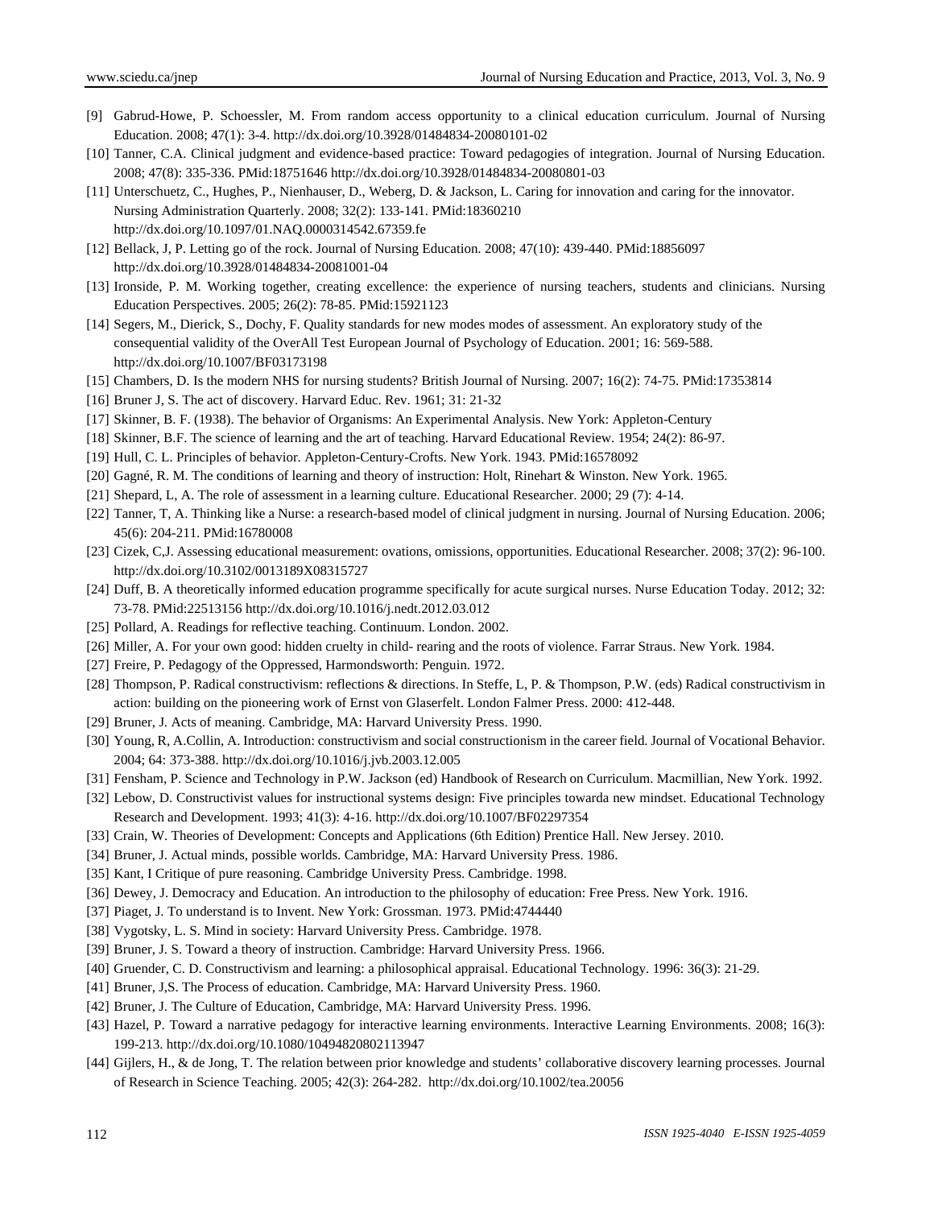[9] Gabrud-Howe, P. Schoessler, M. From random access opportunity to a clinical education curriculum. Journal of Nursing Education. 2008; 47(1): 3-4. http://dx.doi.org/10.3928/01484834-20080101-02

[10] Tanner, C.A. Clinical judgment and evidence-based practice: Toward pedagogies of integration. Journal of Nursing Education. 2008; 47(8): 335-336. PMid:18751646 http://dx.doi.org/10.3928/01484834-20080801-03

[11] Unterschuetz, C., Hughes, P., Nienhauser, D., Weberg, D. & Jackson, L. Caring for innovation and caring for the innovator. Nursing Administration Quarterly. 2008; 32(2): 133-141. PMid:18360210 http://dx.doi.org/10.1097/01.NAQ.0000314542.67359.fe

[12] Bellack, J, P. Letting go of the rock. Journal of Nursing Education. 2008; 47(10): 439-440. PMid:18856097 http://dx.doi.org/10.3928/01484834-20081001-04

[13] Ironside, P. M. Working together, creating excellence: the experience of nursing teachers, students and clinicians. Nursing Education Perspectives. 2005; 26(2): 78-85. PMid:15921123

[14] Segers, M., Dierick, S., Dochy, F. Quality standards for new modes modes of assessment. An exploratory study of the consequential validity of the OverAll Test European Journal of Psychology of Education. 2001; 16: 569-588. http://dx.doi.org/10.1007/BF03173198

[15] Chambers, D. Is the modern NHS for nursing students? British Journal of Nursing. 2007; 16(2): 74-75. PMid:17353814

[16] Bruner J, S. The act of discovery. Harvard Educ. Rev. 1961; 31: 21-32

[17] Skinner, B. F. (1938). The behavior of Organisms: An Experimental Analysis. New York: Appleton-Century

[18] Skinner, B.F. The science of learning and the art of teaching. Harvard Educational Review. 1954; 24(2): 86-97.

[19] Hull, C. L. Principles of behavior. Appleton-Century-Crofts. New York. 1943. PMid:16578092

[20] Gagné, R. M. The conditions of learning and theory of instruction: Holt, Rinehart & Winston. New York. 1965.

[21] Shepard, L, A. The role of assessment in a learning culture. Educational Researcher. 2000; 29 (7): 4-14.

[22] Tanner, T, A. Thinking like a Nurse: a research-based model of clinical judgment in nursing. Journal of Nursing Education. 2006; 45(6): 204-211. PMid:16780008

[23] Cizek, C,J. Assessing educational measurement: ovations, omissions, opportunities. Educational Researcher. 2008; 37(2): 96-100. http://dx.doi.org/10.3102/0013189X08315727

[24] Duff, B. A theoretically informed education programme specifically for acute surgical nurses. Nurse Education Today. 2012; 32: 73-78. PMid:22513156 http://dx.doi.org/10.1016/j.nedt.2012.03.012

[25] Pollard, A. Readings for reflective teaching. Continuum. London. 2002.

[26] Miller, A. For your own good: hidden cruelty in child- rearing and the roots of violence. Farrar Straus. New York. 1984.

[27] Freire, P. Pedagogy of the Oppressed, Harmondsworth: Penguin. 1972.

[28] Thompson, P. Radical constructivism: reflections & directions. In Steffe, L, P. & Thompson, P.W. (eds) Radical constructivism in action: building on the pioneering work of Ernst von Glaserfelt. London Falmer Press. 2000: 412-448.

[29] Bruner, J. Acts of meaning. Cambridge, MA: Harvard University Press. 1990.

[30] Young, R, A.Collin, A. Introduction: constructivism and social constructionism in the career field. Journal of Vocational Behavior. 2004; 64: 373-388. http://dx.doi.org/10.1016/j.jvb.2003.12.005

[31] Fensham, P. Science and Technology in P.W. Jackson (ed) Handbook of Research on Curriculum. Macmillian, New York. 1992.

[32] Lebow, D. Constructivist values for instructional systems design: Five principles towarda new mindset. Educational Technology Research and Development. 1993; 41(3): 4-16. http://dx.doi.org/10.1007/BF02297354

[33] Crain, W. Theories of Development: Concepts and Applications (6th Edition) Prentice Hall. New Jersey. 2010.

[34] Bruner, J. Actual minds, possible worlds. Cambridge, MA: Harvard University Press. 1986.

[35] Kant, I Critique of pure reasoning. Cambridge University Press. Cambridge. 1998.

[36] Dewey, J. Democracy and Education. An introduction to the philosophy of education: Free Press. New York. 1916.

[37] Piaget, J. To understand is to Invent. New York: Grossman. 1973. PMid:4744440

[38] Vygotsky, L. S. Mind in society: Harvard University Press. Cambridge. 1978.

[39] Bruner, J. S. Toward a theory of instruction. Cambridge: Harvard University Press. 1966.

[40] Gruender, C. D. Constructivism and learning: a philosophical appraisal. Educational Technology. 1996: 36(3): 21-29.

[41] Bruner, J,S. The Process of education. Cambridge, MA: Harvard University Press. 1960.

[42] Bruner, J. The Culture of Education, Cambridge, MA: Harvard University Press. 1996.

[43] Hazel, P. Toward a narrative pedagogy for interactive learning environments. Interactive Learning Environments. 2008; 16(3): 199-213. http://dx.doi.org/10.1080/10494820802113947

[44] Gijlers, H., & de Jong, T. The relation between prior knowledge and students' collaborative discovery learning processes. Journal of Research in Science Teaching. 2005; 42(3): 264-282. http://dx.doi.org/10.1002/tea.20056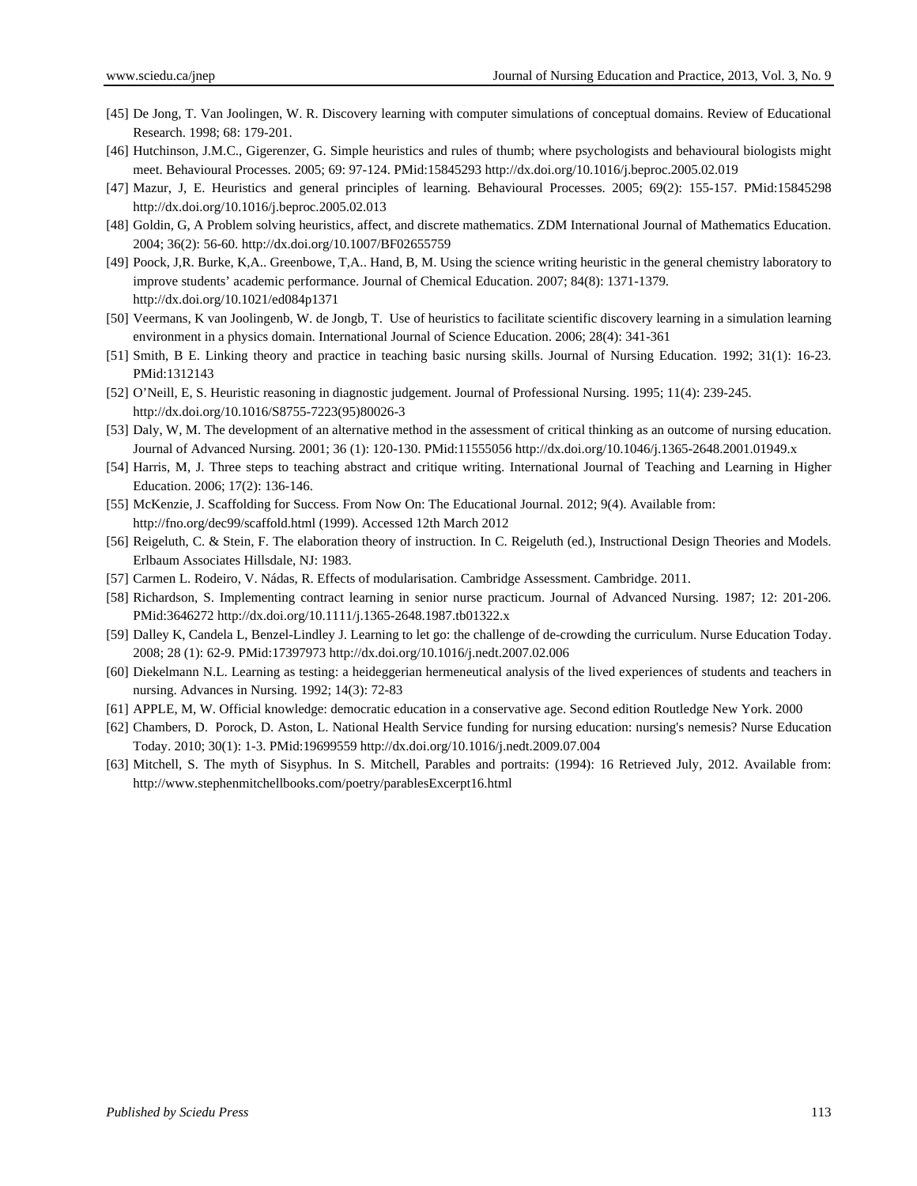[45] De Jong, T. Van Joolingen, W. R. Discovery learning with computer simulations of conceptual domains. Review of Educational Research. 1998; 68: 179-201.

[46] Hutchinson, J.M.C., Gigerenzer, G. Simple heuristics and rules of thumb; where psychologists and behavioural biologists might meet. Behavioural Processes. 2005; 69: 97-124. PMid:15845293 http://dx.doi.org/10.1016/j.beproc.2005.02.019

[47] Mazur, J, E. Heuristics and general principles of learning. Behavioural Processes. 2005; 69(2): 155-157. PMid:15845298 http://dx.doi.org/10.1016/j.beproc.2005.02.013

[48] Goldin, G, A Problem solving heuristics, affect, and discrete mathematics. ZDM International Journal of Mathematics Education. 2004; 36(2): 56-60. http://dx.doi.org/10.1007/BF02655759

[49] Poock, J,R. Burke, K,A.. Greenbowe, T,A.. Hand, B, M. Using the science writing heuristic in the general chemistry laboratory to improve students' academic performance. Journal of Chemical Education. 2007; 84(8): 1371-1379. http://dx.doi.org/10.1021/ed084p1371

[50] Veermans, K van Joolingenb, W. de Jongb, T. Use of heuristics to facilitate scientific discovery learning in a simulation learning environment in a physics domain. International Journal of Science Education. 2006; 28(4): 341-361

[51] Smith, B E. Linking theory and practice in teaching basic nursing skills. Journal of Nursing Education. 1992; 31(1): 16-23. PMid:1312143

[52] O'Neill, E, S. Heuristic reasoning in diagnostic judgement. Journal of Professional Nursing. 1995; 11(4): 239-245. http://dx.doi.org/10.1016/S8755-7223(95)80026-3

[53] Daly, W, M. The development of an alternative method in the assessment of critical thinking as an outcome of nursing education. Journal of Advanced Nursing. 2001; 36 (1): 120-130. PMid:11555056 http://dx.doi.org/10.1046/j.1365-2648.2001.01949.x

[54] Harris, M, J. Three steps to teaching abstract and critique writing. International Journal of Teaching and Learning in Higher Education. 2006; 17(2): 136-146.

[55] McKenzie, J. Scaffolding for Success. From Now On: The Educational Journal. 2012; 9(4). Available from: http://fno.org/dec99/scaffold.html (1999). Accessed 12th March 2012

[56] Reigeluth, C. & Stein, F. The elaboration theory of instruction. In C. Reigeluth (ed.), Instructional Design Theories and Models. Erlbaum Associates Hillsdale, NJ: 1983.

[57] Carmen L. Rodeiro, V. Nádas, R. Effects of modularisation. Cambridge Assessment. Cambridge. 2011.

[58] Richardson, S. Implementing contract learning in senior nurse practicum. Journal of Advanced Nursing. 1987; 12: 201-206. PMid:3646272 http://dx.doi.org/10.1111/j.1365-2648.1987.tb01322.x

[59] Dalley K, Candela L, Benzel-Lindley J. Learning to let go: the challenge of de-crowding the curriculum. Nurse Education Today. 2008; 28 (1): 62-9. PMid:17397973 http://dx.doi.org/10.1016/j.nedt.2007.02.006

[60] Diekelmann N.L. Learning as testing: a heideggerian hermeneutical analysis of the lived experiences of students and teachers in nursing. Advances in Nursing. 1992; 14(3): 72-83

[61] APPLE, M, W. Official knowledge: democratic education in a conservative age. Second edition Routledge New York. 2000

[62] Chambers, D. Porock, D. Aston, L. National Health Service funding for nursing education: nursing's nemesis? Nurse Education Today. 2010; 30(1): 1-3. PMid:19699559 http://dx.doi.org/10.1016/j.nedt.2009.07.004

[63] Mitchell, S. The myth of Sisyphus. In S. Mitchell, Parables and portraits: (1994): 16 Retrieved July, 2012. Available from: http://www.stephenmitchellbooks.com/poetry/parablesExcerpt16.html